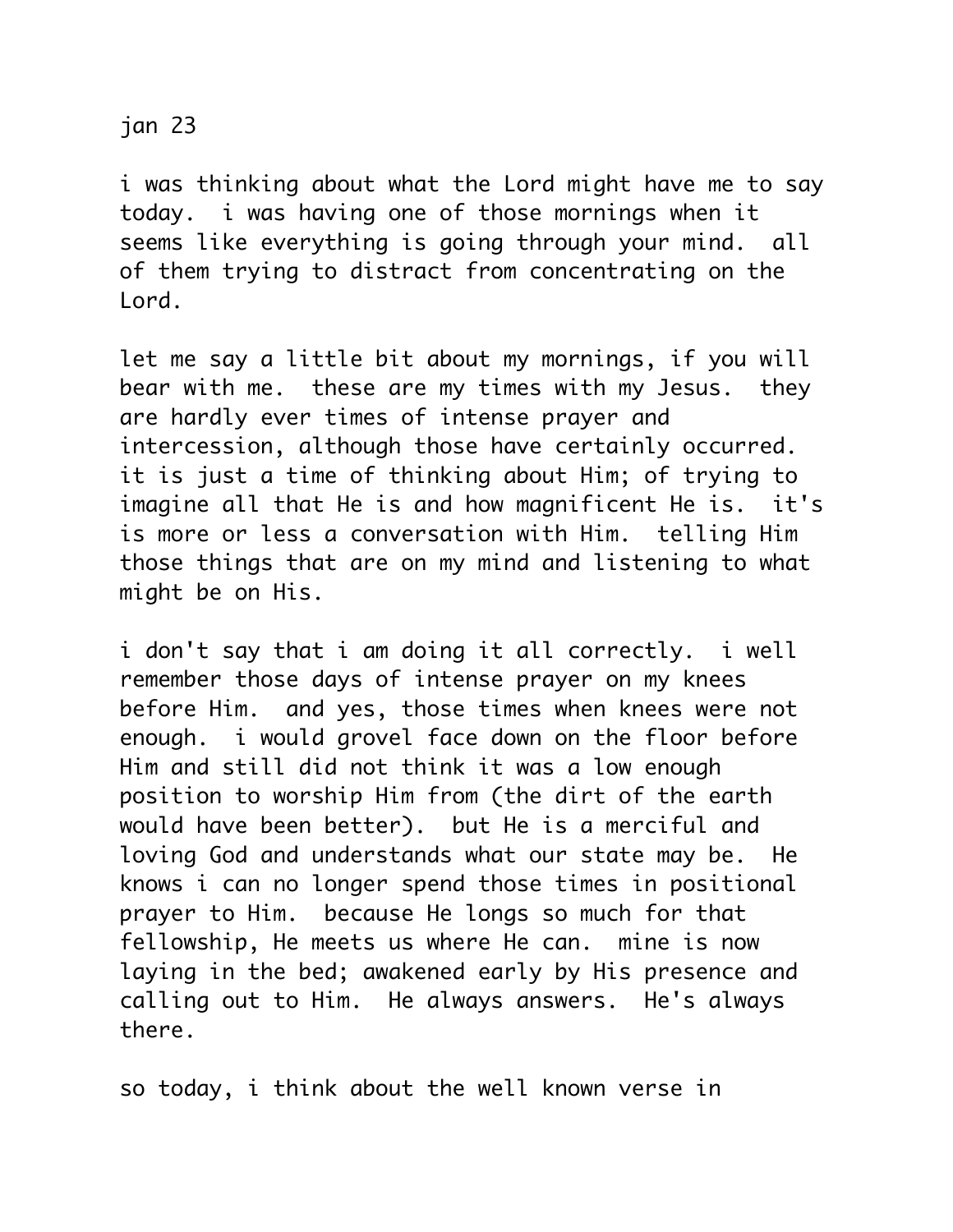jan 23

i was thinking about what the Lord might have me to say today.  i was having one of those mornings when it seems like everything is going through your mind.  all of them trying to distract from concentrating on the Lord.

let me say a little bit about my mornings, if you will bear with me.  these are my times with my Jesus.  they are hardly ever times of intense prayer and intercession, although those have certainly occurred.  it is just a time of thinking about Him; of trying to imagine all that He is and how magnificent He is.  it's is more or less a conversation with Him.  telling Him those things that are on my mind and listening to what might be on His.

i don't say that i am doing it all correctly.  i well remember those days of intense prayer on my knees before Him.  and yes, those times when knees were not enough.  i would grovel face down on the floor before Him and still did not think it was a low enough position to worship Him from (the dirt of the earth would have been better).  but He is a merciful and loving God and understands what our state may be.  He knows i can no longer spend those times in positional prayer to Him.  because He longs so much for that fellowship, He meets us where He can.  mine is now laying in the bed; awakened early by His presence and calling out to Him.  He always answers.  He's always there.

so today, i think about the well known verse in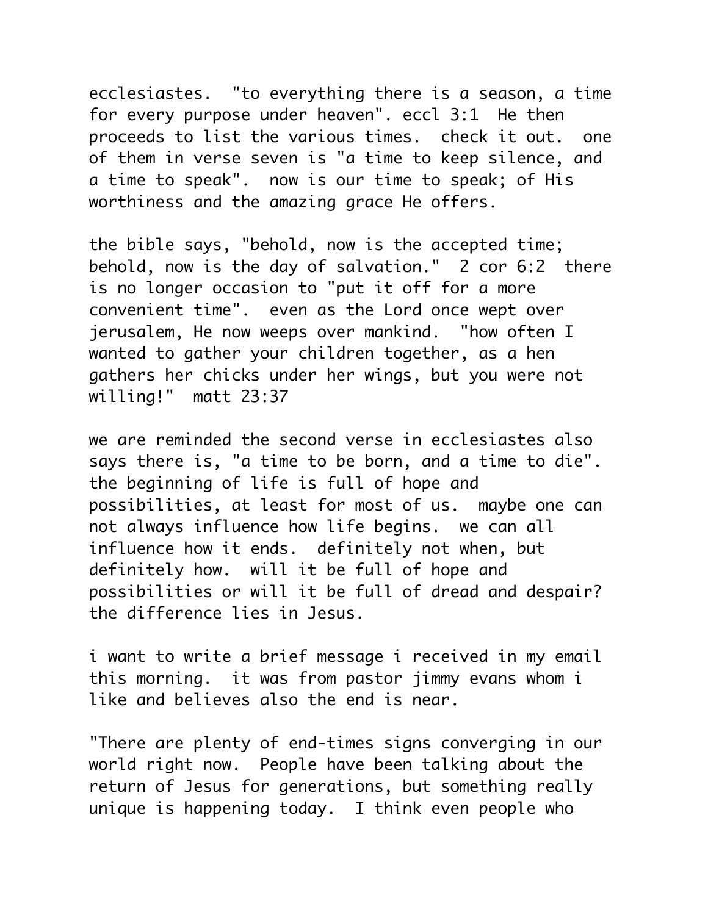ecclesiastes. "to everything there is a season, a time for every purpose under heaven". eccl 3:1 He then proceeds to list the various times. check it out. one of them in verse seven is "a time to keep silence, and a time to speak". now is our time to speak; of His worthiness and the amazing grace He offers.

the bible says, "behold, now is the accepted time; behold, now is the day of salvation." 2 cor 6:2 there is no longer occasion to "put it off for a more convenient time". even as the Lord once wept over jerusalem, He now weeps over mankind. "how often I wanted to gather your children together, as a hen gathers her chicks under her wings, but you were not willing!" matt 23:37

we are reminded the second verse in ecclesiastes also says there is, "a time to be born, and a time to die". the beginning of life is full of hope and possibilities, at least for most of us. maybe one can not always influence how life begins. we can all influence how it ends. definitely not when, but definitely how. will it be full of hope and possibilities or will it be full of dread and despair? the difference lies in Jesus.

i want to write a brief message i received in my email this morning. it was from pastor jimmy evans whom i like and believes also the end is near.

"There are plenty of end-times signs converging in our world right now. People have been talking about the return of Jesus for generations, but something really unique is happening today. I think even people who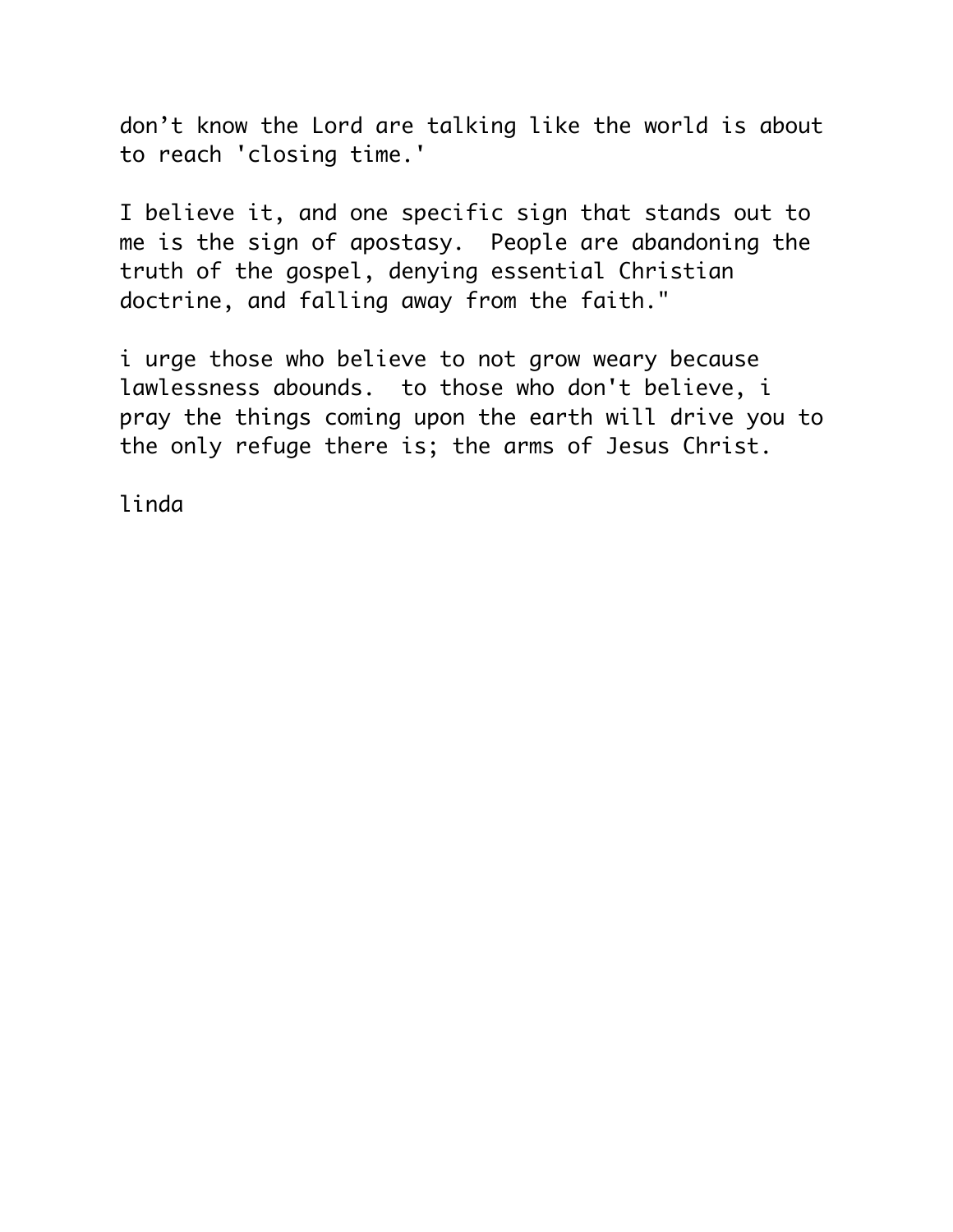don't know the Lord are talking like the world is about to reach 'closing time.'

I believe it, and one specific sign that stands out to me is the sign of apostasy.  People are abandoning the truth of the gospel, denying essential Christian doctrine, and falling away from the faith."

i urge those who believe to not grow weary because lawlessness abounds.  to those who don't believe, i pray the things coming upon the earth will drive you to the only refuge there is; the arms of Jesus Christ.

linda